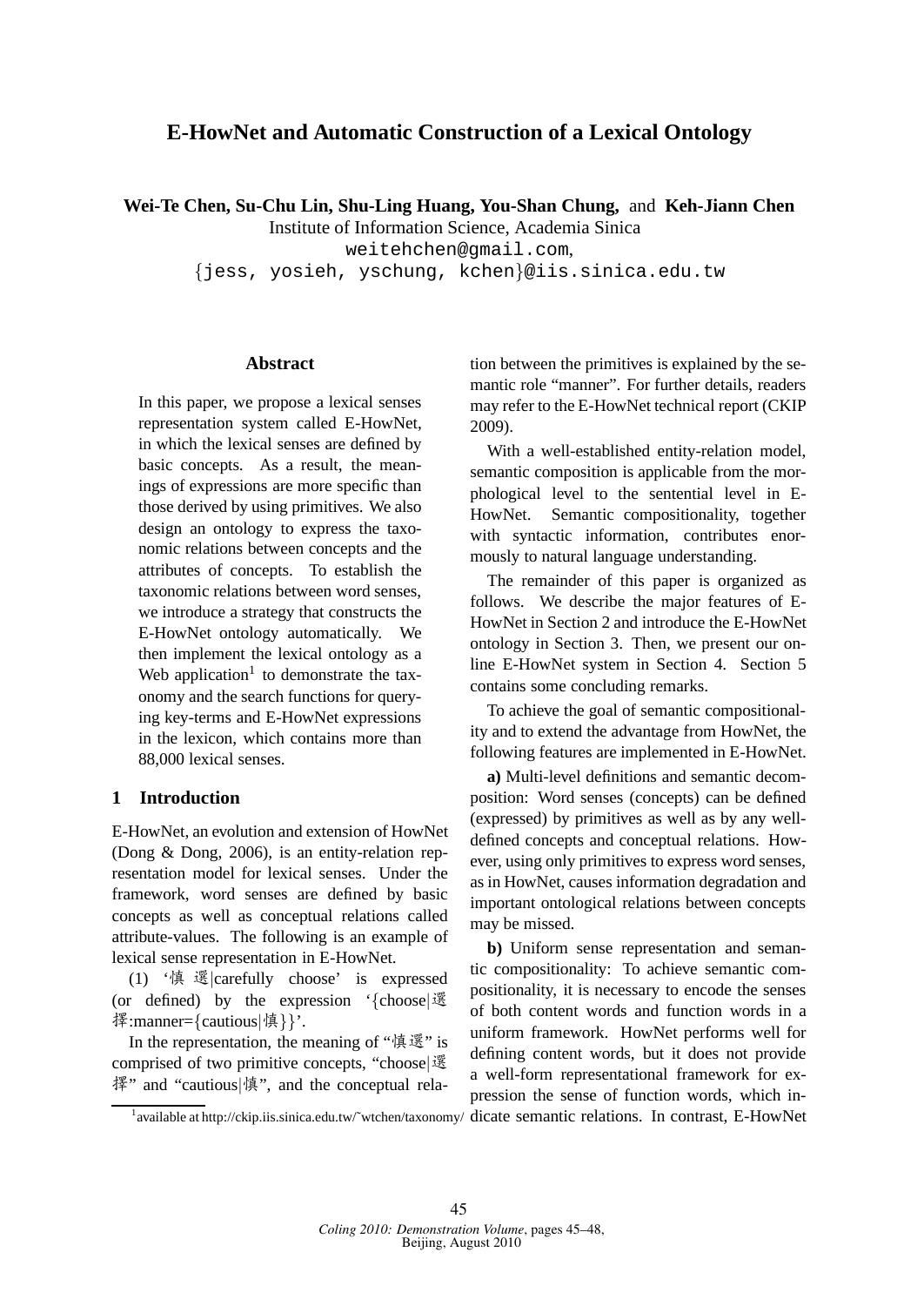# E-HowNet and Automatic Construction of a Lexical Ontology

**Wei-Te Chen, Su-Chu Lin, Shu-Ling Huang, You-Shan Chung,** and **Keh-Jiann Chen**
Institute of Information Science, Academia Sinica
weitehchen@gmail.com,
{jess, yosieh, yschung, kchen}@iis.sinica.edu.tw

## Abstract

In this paper, we propose a lexical senses representation system called E-HowNet, in which the lexical senses are defined by basic concepts. As a result, the meanings of expressions are more specific than those derived by using primitives. We also design an ontology to express the taxonomic relations between concepts and the attributes of concepts. To establish the taxonomic relations between word senses, we introduce a strategy that constructs the E-HowNet ontology automatically. We then implement the lexical ontology as a Web application[1] to demonstrate the taxonomy and the search functions for querying key-terms and E-HowNet expressions in the lexicon, which contains more than 88,000 lexical senses.

## 1 Introduction

E-HowNet, an evolution and extension of HowNet (Dong & Dong, 2006), is an entity-relation representation model for lexical senses. Under the framework, word senses are defined by basic concepts as well as conceptual relations called attribute-values. The following is an example of lexical sense representation in E-HowNet.

(1) '慎 選|carefully choose' is expressed (or defined) by the expression '{choose|選擇:manner={cautious|慎}}'.

In the representation, the meaning of "慎選" is comprised of two primitive concepts, "choose|選擇" and "cautious|慎", and the conceptual relation between the primitives is explained by the semantic role "manner". For further details, readers may refer to the E-HowNet technical report (CKIP 2009).

With a well-established entity-relation model, semantic composition is applicable from the morphological level to the sentential level in E-HowNet. Semantic compositionality, together with syntactic information, contributes enormously to natural language understanding.

The remainder of this paper is organized as follows. We describe the major features of E-HowNet in Section 2 and introduce the E-HowNet ontology in Section 3. Then, we present our online E-HowNet system in Section 4. Section 5 contains some concluding remarks.

To achieve the goal of semantic compositionality and to extend the advantage from HowNet, the following features are implemented in E-HowNet.

**a)** Multi-level definitions and semantic decomposition: Word senses (concepts) can be defined (expressed) by primitives as well as by any well-defined concepts and conceptual relations. However, using only primitives to express word senses, as in HowNet, causes information degradation and important ontological relations between concepts may be missed.

**b)** Uniform sense representation and semantic compositionality: To achieve semantic compositionality, it is necessary to encode the senses of both content words and function words in a uniform framework. HowNet performs well for defining content words, but it does not provide a well-form representational framework for expression the sense of function words, which indicate semantic relations. In contrast, E-HowNet

[1] available at http://ckip.iis.sinica.edu.tw/~wtchen/taxonomy/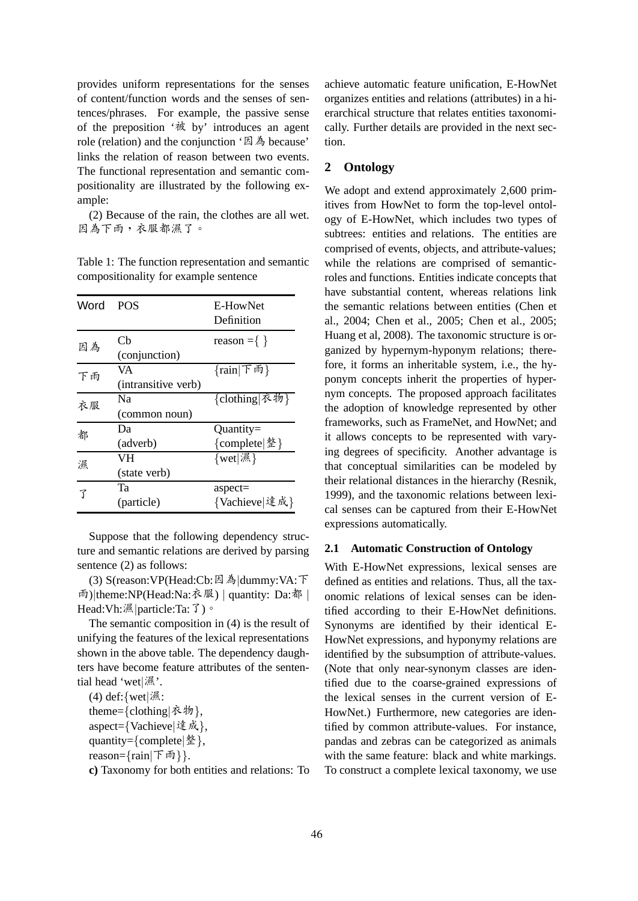provides uniform representations for the senses of content/function words and the senses of sentences/phrases. For example, the passive sense of the preposition '被 by' introduces an agent role (relation) and the conjunction '因為 because' links the relation of reason between two events. The functional representation and semantic compositionality are illustrated by the following example:

(2) Because of the rain, the clothes are all wet.
因為下雨，衣服都濕了。

Table 1: The function representation and semantic compositionality for example sentence

| Word | POS | E-HowNet Definition |
|---|---|---|
| 因為 | Cb (conjunction) | reason ={ } |
| 下雨 | VA (intransitive verb) | {rain\|下雨} |
| 衣服 | Na (common noun) | {clothing\|衣物} |
| 都 | Da (adverb) | Quantity={complete\|整} |
| 濕 | VH (state verb) | {wet\|濕} |
| 了 | Ta (particle) | aspect={Vachieve\|達成} |

Suppose that the following dependency structure and semantic relations are derived by parsing sentence (2) as follows:

(3) S(reason:VP(Head:Cb:因為|dummy:VA:下雨)|theme:NP(Head:Na:衣服) | quantity: Da:都 | Head:Vh:濕|particle:Ta:了)。

The semantic composition in (4) is the result of unifying the features of the lexical representations shown in the above table. The dependency daughters have become feature attributes of the sentential head 'wet|濕'.

(4) def:{wet|濕:
theme={clothing|衣物},
aspect={Vachieve|達成},
quantity={complete|整},
reason={rain|下雨}}.

**c)** Taxonomy for both entities and relations: To achieve automatic feature unification, E-HowNet organizes entities and relations (attributes) in a hierarchical structure that relates entities taxonomically. Further details are provided in the next section.

## 2 Ontology

We adopt and extend approximately 2,600 primitives from HowNet to form the top-level ontology of E-HowNet, which includes two types of subtrees: entities and relations. The entities are comprised of events, objects, and attribute-values; while the relations are comprised of semantic-roles and functions. Entities indicate concepts that have substantial content, whereas relations link the semantic relations between entities (Chen et al., 2004; Chen et al., 2005; Chen et al., 2005; Huang et al, 2008). The taxonomic structure is organized by hypernym-hyponym relations; therefore, it forms an inheritable system, i.e., the hyponym concepts inherit the properties of hypernym concepts. The proposed approach facilitates the adoption of knowledge represented by other frameworks, such as FrameNet, and HowNet; and it allows concepts to be represented with varying degrees of specificity. Another advantage is that conceptual similarities can be modeled by their relational distances in the hierarchy (Resnik, 1999), and the taxonomic relations between lexical senses can be captured from their E-HowNet expressions automatically.

### 2.1 Automatic Construction of Ontology

With E-HowNet expressions, lexical senses are defined as entities and relations. Thus, all the taxonomic relations of lexical senses can be identified according to their E-HowNet definitions. Synonyms are identified by their identical E-HowNet expressions, and hyponymy relations are identified by the subsumption of attribute-values. (Note that only near-synonym classes are identified due to the coarse-grained expressions of the lexical senses in the current version of E-HowNet.) Furthermore, new categories are identified by common attribute-values. For instance, pandas and zebras can be categorized as animals with the same feature: black and white markings. To construct a complete lexical taxonomy, we use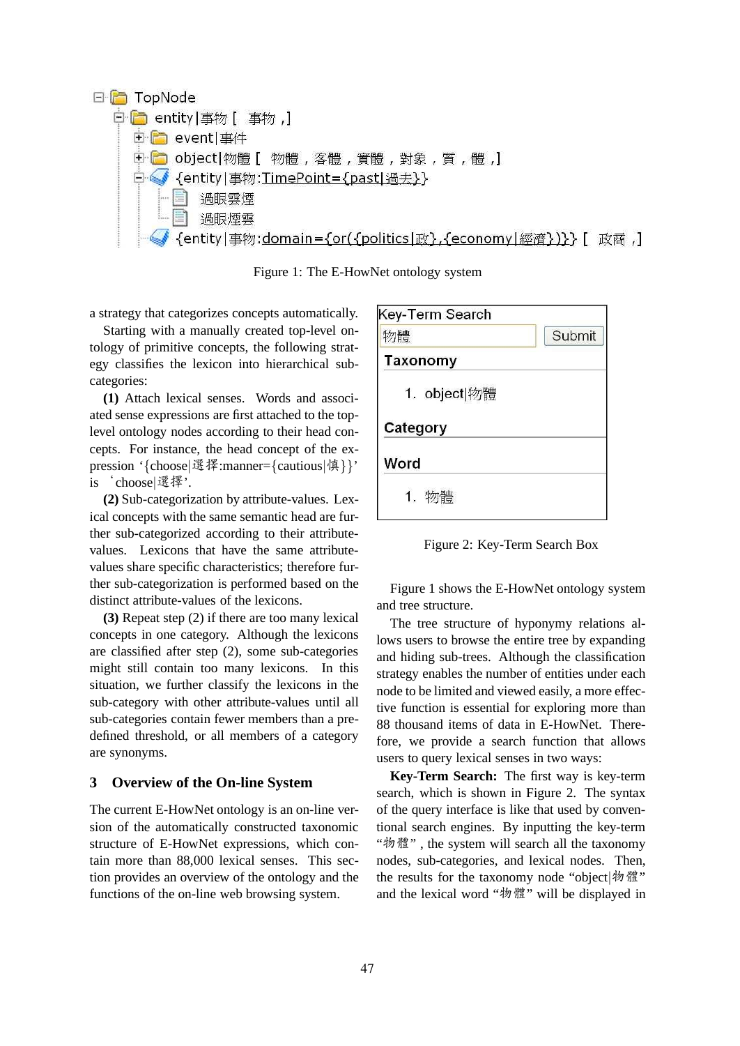Figure 1: The E-HowNet ontology system

a strategy that categorizes concepts automatically.

Starting with a manually created top-level ontology of primitive concepts, the following strategy classifies the lexicon into hierarchical subcategories:

**(1)** Attach lexical senses. Words and associated sense expressions are first attached to the top-level ontology nodes according to their head concepts. For instance, the head concept of the expression '{choose|選擇:manner={cautious|慎}}' is 'choose|選擇'.

**(2)** Sub-categorization by attribute-values. Lexical concepts with the same semantic head are further sub-categorized according to their attribute-values. Lexicons that have the same attribute-values share specific characteristics; therefore further sub-categorization is performed based on the distinct attribute-values of the lexicons.

**(3)** Repeat step (2) if there are too many lexical concepts in one category. Although the lexicons are classified after step (2), some sub-categories might still contain too many lexicons. In this situation, we further classify the lexicons in the sub-category with other attribute-values until all sub-categories contain fewer members than a predefined threshold, or all members of a category are synonyms.

## 3 Overview of the On-line System

The current E-HowNet ontology is an on-line version of the automatically constructed taxonomic structure of E-HowNet expressions, which contain more than 88,000 lexical senses. This section provides an overview of the ontology and the functions of the on-line web browsing system.

Figure 2: Key-Term Search Box

Figure 1 shows the E-HowNet ontology system and tree structure.

The tree structure of hyponymy relations allows users to browse the entire tree by expanding and hiding sub-trees. Although the classification strategy enables the number of entities under each node to be limited and viewed easily, a more effective function is essential for exploring more than 88 thousand items of data in E-HowNet. Therefore, we provide a search function that allows users to query lexical senses in two ways:

**Key-Term Search:** The first way is key-term search, which is shown in Figure 2. The syntax of the query interface is like that used by conventional search engines. By inputting the key-term "物體", the system will search all the taxonomy nodes, sub-categories, and lexical nodes. Then, the results for the taxonomy node "object|物體" and the lexical word "物體" will be displayed in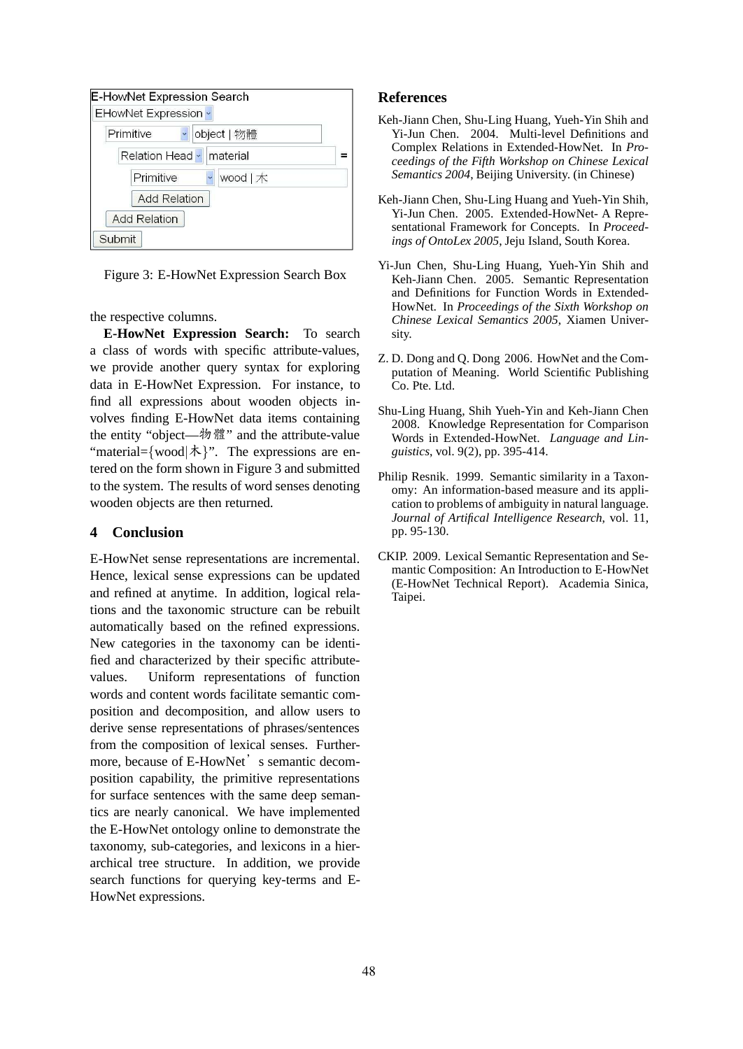E-HowNet Expression Search
EHowNet Expression
Primitive object | 物體
Relation Head material =
Primitive wood | 木
Add Relation
Add Relation
Submit

Figure 3: E-HowNet Expression Search Box

the respective columns.

**E-HowNet Expression Search:** To search a class of words with specific attribute-values, we provide another query syntax for exploring data in E-HowNet Expression. For instance, to find all expressions about wooden objects involves finding E-HowNet data items containing the entity "object—物體" and the attribute-value "material={wood|木}". The expressions are entered on the form shown in Figure 3 and submitted to the system. The results of word senses denoting wooden objects are then returned.

## 4 Conclusion

E-HowNet sense representations are incremental. Hence, lexical sense expressions can be updated and refined at anytime. In addition, logical relations and the taxonomic structure can be rebuilt automatically based on the refined expressions. New categories in the taxonomy can be identified and characterized by their specific attribute-values. Uniform representations of function words and content words facilitate semantic composition and decomposition, and allow users to derive sense representations of phrases/sentences from the composition of lexical senses. Furthermore, because of E-HowNet's semantic decomposition capability, the primitive representations for surface sentences with the same deep semantics are nearly canonical. We have implemented the E-HowNet ontology online to demonstrate the taxonomy, sub-categories, and lexicons in a hierarchical tree structure. In addition, we provide search functions for querying key-terms and E-HowNet expressions.

## References

Keh-Jiann Chen, Shu-Ling Huang, Yueh-Yin Shih and Yi-Jun Chen. 2004. Multi-level Definitions and Complex Relations in Extended-HowNet. In *Proceedings of the Fifth Workshop on Chinese Lexical Semantics 2004*, Beijing University. (in Chinese)

Keh-Jiann Chen, Shu-Ling Huang and Yueh-Yin Shih, Yi-Jun Chen. 2005. Extended-HowNet- A Representational Framework for Concepts. In *Proceedings of OntoLex 2005*, Jeju Island, South Korea.

Yi-Jun Chen, Shu-Ling Huang, Yueh-Yin Shih and Keh-Jiann Chen. 2005. Semantic Representation and Definitions for Function Words in Extended-HowNet. In *Proceedings of the Sixth Workshop on Chinese Lexical Semantics 2005*, Xiamen University.

Z. D. Dong and Q. Dong 2006. HowNet and the Computation of Meaning. World Scientific Publishing Co. Pte. Ltd.

Shu-Ling Huang, Shih Yueh-Yin and Keh-Jiann Chen 2008. Knowledge Representation for Comparison Words in Extended-HowNet. *Language and Linguistics*, vol. 9(2), pp. 395-414.

Philip Resnik. 1999. Semantic similarity in a Taxonomy: An information-based measure and its application to problems of ambiguity in natural language. *Journal of Artifical Intelligence Research*, vol. 11, pp. 95-130.

CKIP. 2009. Lexical Semantic Representation and Semantic Composition: An Introduction to E-HowNet (E-HowNet Technical Report). Academia Sinica, Taipei.